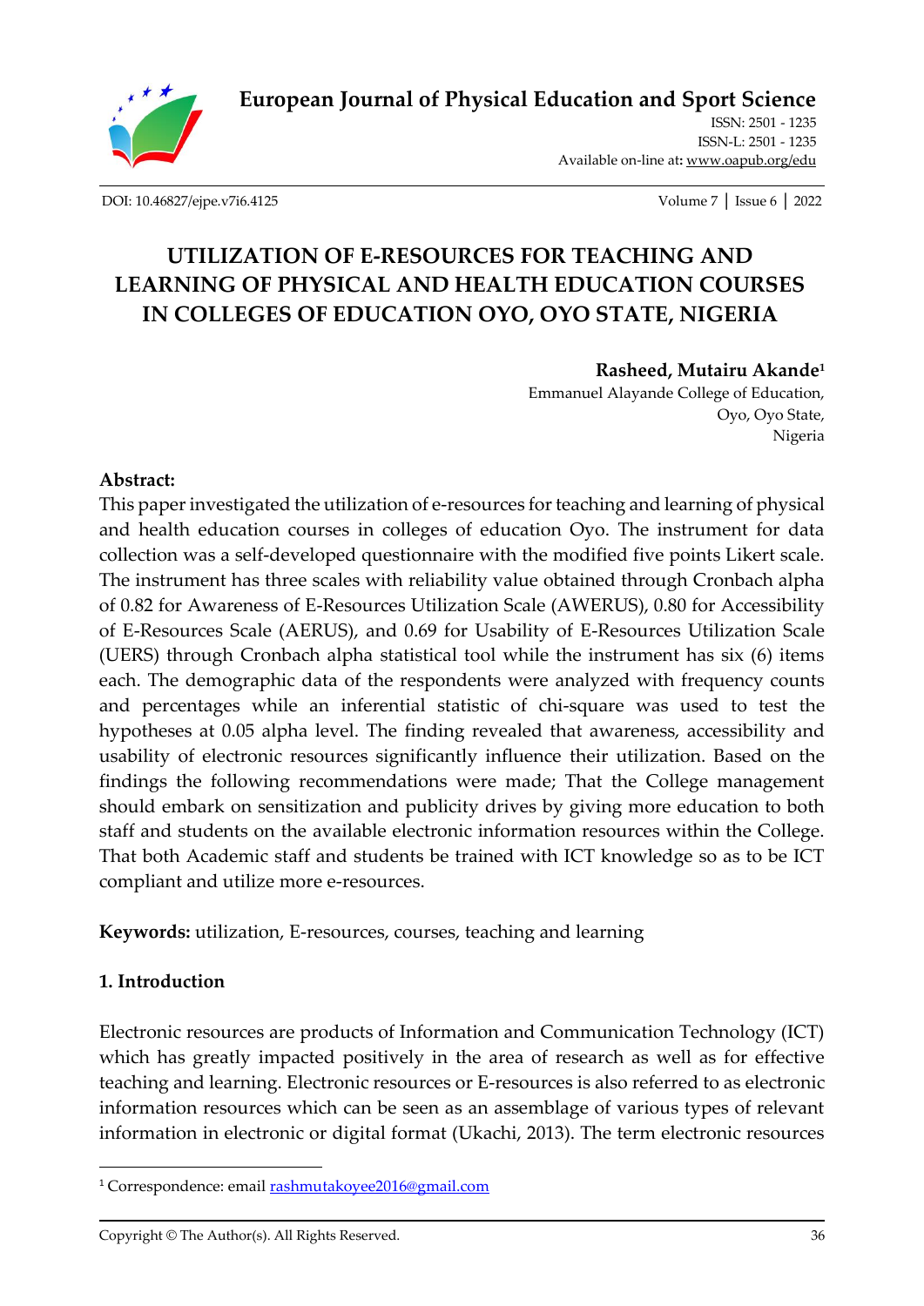# European Journal of Physical Education and Sport Science

ISSN: 2501 - 1235
ISSN-L: 2501 - 1235
Available on-line at: www.oapub.org/edu

DOI: 10.46827/ejpe.v7i6.4125

Volume 7 | Issue 6 | 2022

# UTILIZATION OF E-RESOURCES FOR TEACHING AND LEARNING OF PHYSICAL AND HEALTH EDUCATION COURSES IN COLLEGES OF EDUCATION OYO, OYO STATE, NIGERIA

**Rasheed, Mutairu Akande**[1]
Emmanuel Alayande College of Education,
Oyo, Oyo State,
Nigeria

**Abstract:**

This paper investigated the utilization of e-resources for teaching and learning of physical and health education courses in colleges of education Oyo. The instrument for data collection was a self-developed questionnaire with the modified five points Likert scale. The instrument has three scales with reliability value obtained through Cronbach alpha of 0.82 for Awareness of E-Resources Utilization Scale (AWERUS), 0.80 for Accessibility of E-Resources Scale (AERUS), and 0.69 for Usability of E-Resources Utilization Scale (UERS) through Cronbach alpha statistical tool while the instrument has six (6) items each. The demographic data of the respondents were analyzed with frequency counts and percentages while an inferential statistic of chi-square was used to test the hypotheses at 0.05 alpha level. The finding revealed that awareness, accessibility and usability of electronic resources significantly influence their utilization. Based on the findings the following recommendations were made; That the College management should embark on sensitization and publicity drives by giving more education to both staff and students on the available electronic information resources within the College. That both Academic staff and students be trained with ICT knowledge so as to be ICT compliant and utilize more e-resources.

**Keywords:** utilization, E-resources, courses, teaching and learning

## 1. Introduction

Electronic resources are products of Information and Communication Technology (ICT) which has greatly impacted positively in the area of research as well as for effective teaching and learning. Electronic resources or E-resources is also referred to as electronic information resources which can be seen as an assemblage of various types of relevant information in electronic or digital format (Ukachi, 2013). The term electronic resources

[1] Correspondence: email rashmutakoyee2016@gmail.com

Copyright © The Author(s). All Rights Reserved.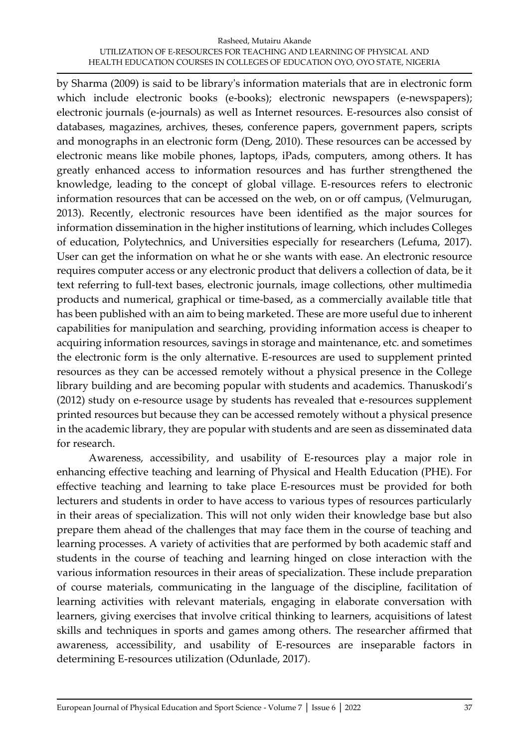by Sharma (2009) is said to be library's information materials that are in electronic form which include electronic books (e-books); electronic newspapers (e-newspapers); electronic journals (e-journals) as well as Internet resources. E-resources also consist of databases, magazines, archives, theses, conference papers, government papers, scripts and monographs in an electronic form (Deng, 2010). These resources can be accessed by electronic means like mobile phones, laptops, iPads, computers, among others. It has greatly enhanced access to information resources and has further strengthened the knowledge, leading to the concept of global village. E-resources refers to electronic information resources that can be accessed on the web, on or off campus, (Velmurugan, 2013). Recently, electronic resources have been identified as the major sources for information dissemination in the higher institutions of learning, which includes Colleges of education, Polytechnics, and Universities especially for researchers (Lefuma, 2017). User can get the information on what he or she wants with ease. An electronic resource requires computer access or any electronic product that delivers a collection of data, be it text referring to full-text bases, electronic journals, image collections, other multimedia products and numerical, graphical or time-based, as a commercially available title that has been published with an aim to being marketed. These are more useful due to inherent capabilities for manipulation and searching, providing information access is cheaper to acquiring information resources, savings in storage and maintenance, etc. and sometimes the electronic form is the only alternative. E-resources are used to supplement printed resources as they can be accessed remotely without a physical presence in the College library building and are becoming popular with students and academics. Thanuskodi's (2012) study on e-resource usage by students has revealed that e-resources supplement printed resources but because they can be accessed remotely without a physical presence in the academic library, they are popular with students and are seen as disseminated data for research.

Awareness, accessibility, and usability of E-resources play a major role in enhancing effective teaching and learning of Physical and Health Education (PHE). For effective teaching and learning to take place E-resources must be provided for both lecturers and students in order to have access to various types of resources particularly in their areas of specialization. This will not only widen their knowledge base but also prepare them ahead of the challenges that may face them in the course of teaching and learning processes. A variety of activities that are performed by both academic staff and students in the course of teaching and learning hinged on close interaction with the various information resources in their areas of specialization. These include preparation of course materials, communicating in the language of the discipline, facilitation of learning activities with relevant materials, engaging in elaborate conversation with learners, giving exercises that involve critical thinking to learners, acquisitions of latest skills and techniques in sports and games among others. The researcher affirmed that awareness, accessibility, and usability of E-resources are inseparable factors in determining E-resources utilization (Odunlade, 2017).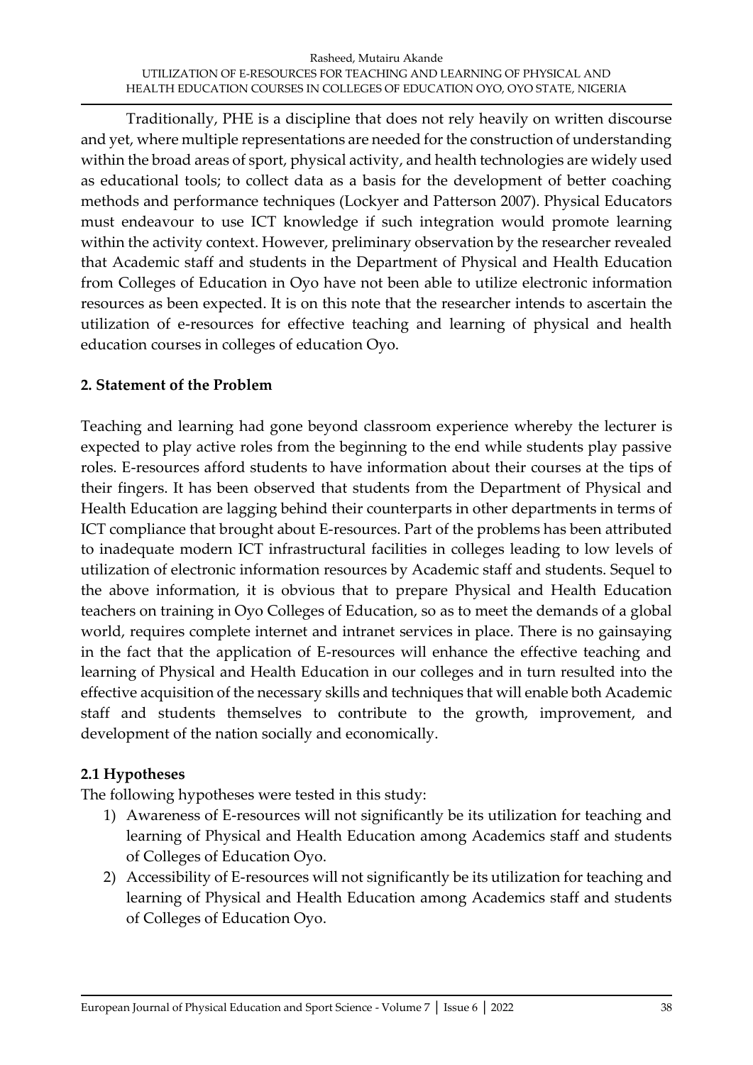Traditionally, PHE is a discipline that does not rely heavily on written discourse and yet, where multiple representations are needed for the construction of understanding within the broad areas of sport, physical activity, and health technologies are widely used as educational tools; to collect data as a basis for the development of better coaching methods and performance techniques (Lockyer and Patterson 2007). Physical Educators must endeavour to use ICT knowledge if such integration would promote learning within the activity context. However, preliminary observation by the researcher revealed that Academic staff and students in the Department of Physical and Health Education from Colleges of Education in Oyo have not been able to utilize electronic information resources as been expected. It is on this note that the researcher intends to ascertain the utilization of e-resources for effective teaching and learning of physical and health education courses in colleges of education Oyo.

## 2. Statement of the Problem

Teaching and learning had gone beyond classroom experience whereby the lecturer is expected to play active roles from the beginning to the end while students play passive roles. E-resources afford students to have information about their courses at the tips of their fingers. It has been observed that students from the Department of Physical and Health Education are lagging behind their counterparts in other departments in terms of ICT compliance that brought about E-resources. Part of the problems has been attributed to inadequate modern ICT infrastructural facilities in colleges leading to low levels of utilization of electronic information resources by Academic staff and students. Sequel to the above information, it is obvious that to prepare Physical and Health Education teachers on training in Oyo Colleges of Education, so as to meet the demands of a global world, requires complete internet and intranet services in place. There is no gainsaying in the fact that the application of E-resources will enhance the effective teaching and learning of Physical and Health Education in our colleges and in turn resulted into the effective acquisition of the necessary skills and techniques that will enable both Academic staff and students themselves to contribute to the growth, improvement, and development of the nation socially and economically.

### 2.1 Hypotheses

The following hypotheses were tested in this study:

1) Awareness of E-resources will not significantly be its utilization for teaching and learning of Physical and Health Education among Academics staff and students of Colleges of Education Oyo.
2) Accessibility of E-resources will not significantly be its utilization for teaching and learning of Physical and Health Education among Academics staff and students of Colleges of Education Oyo.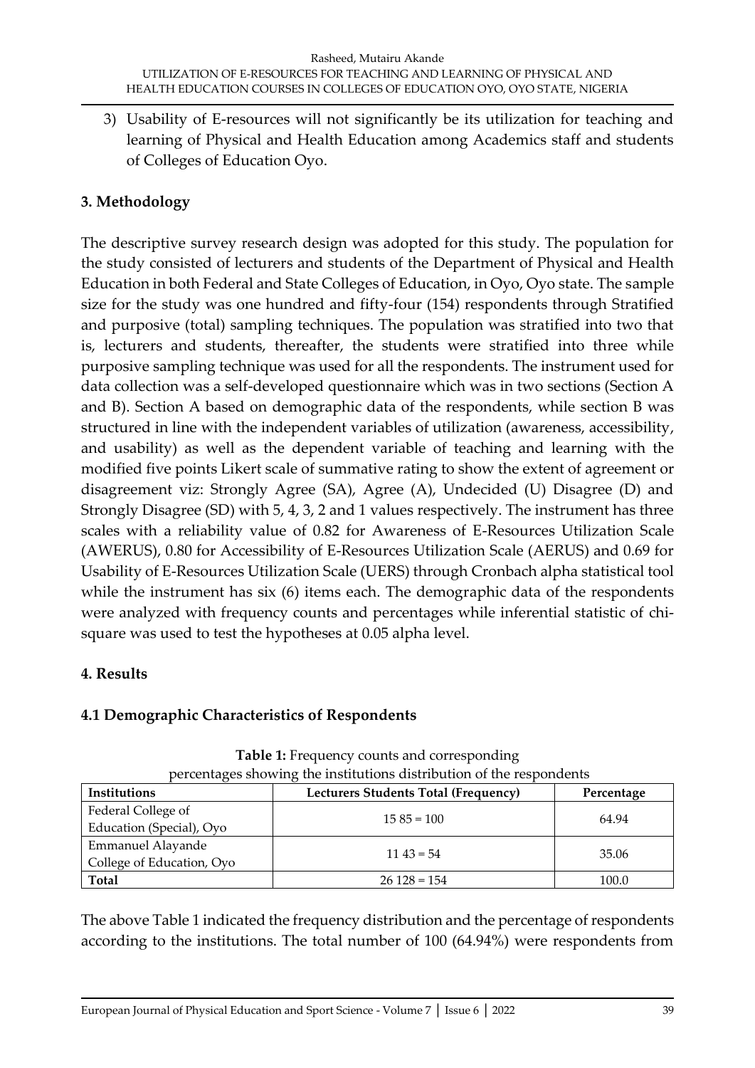3) Usability of E-resources will not significantly be its utilization for teaching and learning of Physical and Health Education among Academics staff and students of Colleges of Education Oyo.

## 3. Methodology

The descriptive survey research design was adopted for this study. The population for the study consisted of lecturers and students of the Department of Physical and Health Education in both Federal and State Colleges of Education, in Oyo, Oyo state. The sample size for the study was one hundred and fifty-four (154) respondents through Stratified and purposive (total) sampling techniques. The population was stratified into two that is, lecturers and students, thereafter, the students were stratified into three while purposive sampling technique was used for all the respondents. The instrument used for data collection was a self-developed questionnaire which was in two sections (Section A and B). Section A based on demographic data of the respondents, while section B was structured in line with the independent variables of utilization (awareness, accessibility, and usability) as well as the dependent variable of teaching and learning with the modified five points Likert scale of summative rating to show the extent of agreement or disagreement viz: Strongly Agree (SA), Agree (A), Undecided (U) Disagree (D) and Strongly Disagree (SD) with 5, 4, 3, 2 and 1 values respectively. The instrument has three scales with a reliability value of 0.82 for Awareness of E-Resources Utilization Scale (AWERUS), 0.80 for Accessibility of E-Resources Utilization Scale (AERUS) and 0.69 for Usability of E-Resources Utilization Scale (UERS) through Cronbach alpha statistical tool while the instrument has six (6) items each. The demographic data of the respondents were analyzed with frequency counts and percentages while inferential statistic of chi-square was used to test the hypotheses at 0.05 alpha level.

## 4. Results

### 4.1 Demographic Characteristics of Respondents

**Table 1:** Frequency counts and corresponding percentages showing the institutions distribution of the respondents

| Institutions | Lecturers Students Total (Frequency) | Percentage |
|---|---|---|
| Federal College of Education (Special), Oyo | 15 85 = 100 | 64.94 |
| Emmanuel Alayande College of Education, Oyo | 11 43 = 54 | 35.06 |
| **Total** | 26 128 = 154 | 100.0 |

The above Table 1 indicated the frequency distribution and the percentage of respondents according to the institutions. The total number of 100 (64.94%) were respondents from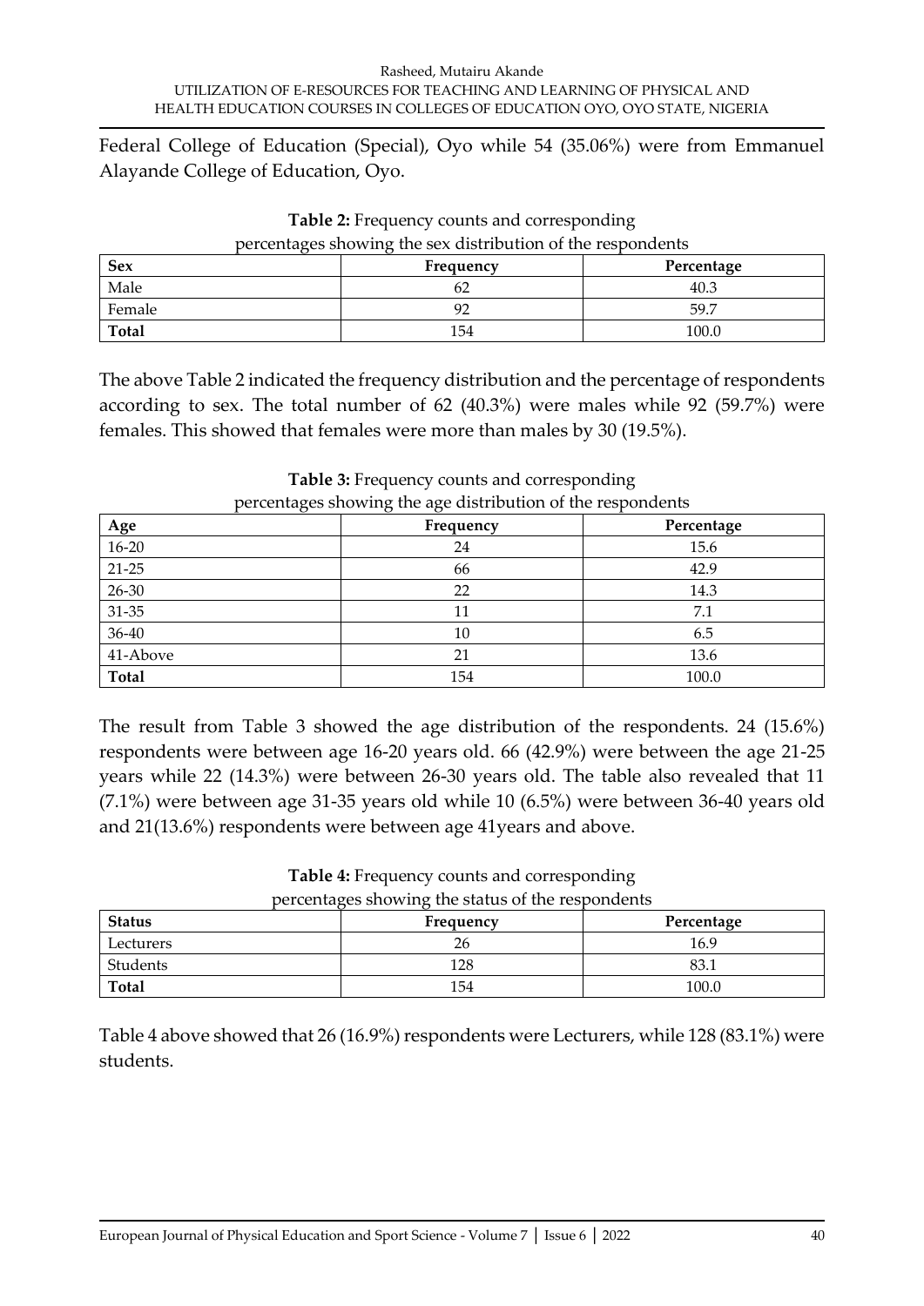Federal College of Education (Special), Oyo while 54 (35.06%) were from Emmanuel Alayande College of Education, Oyo.

**Table 2:** Frequency counts and corresponding percentages showing the sex distribution of the respondents

| **Sex** | **Frequency** | **Percentage** |
|---|---|---|
| Male | 62 | 40.3 |
| Female | 92 | 59.7 |
| **Total** | 154 | 100.0 |

The above Table 2 indicated the frequency distribution and the percentage of respondents according to sex. The total number of 62 (40.3%) were males while 92 (59.7%) were females. This showed that females were more than males by 30 (19.5%).

**Table 3:** Frequency counts and corresponding percentages showing the age distribution of the respondents

| **Age** | **Frequency** | **Percentage** |
|---|---|---|
| 16-20 | 24 | 15.6 |
| 21-25 | 66 | 42.9 |
| 26-30 | 22 | 14.3 |
| 31-35 | 11 | 7.1 |
| 36-40 | 10 | 6.5 |
| 41-Above | 21 | 13.6 |
| **Total** | 154 | 100.0 |

The result from Table 3 showed the age distribution of the respondents. 24 (15.6%) respondents were between age 16-20 years old. 66 (42.9%) were between the age 21-25 years while 22 (14.3%) were between 26-30 years old. The table also revealed that 11 (7.1%) were between age 31-35 years old while 10 (6.5%) were between 36-40 years old and 21(13.6%) respondents were between age 41years and above.

**Table 4:** Frequency counts and corresponding percentages showing the status of the respondents

| **Status** | **Frequency** | **Percentage** |
|---|---|---|
| Lecturers | 26 | 16.9 |
| Students | 128 | 83.1 |
| **Total** | 154 | 100.0 |

Table 4 above showed that 26 (16.9%) respondents were Lecturers, while 128 (83.1%) were students.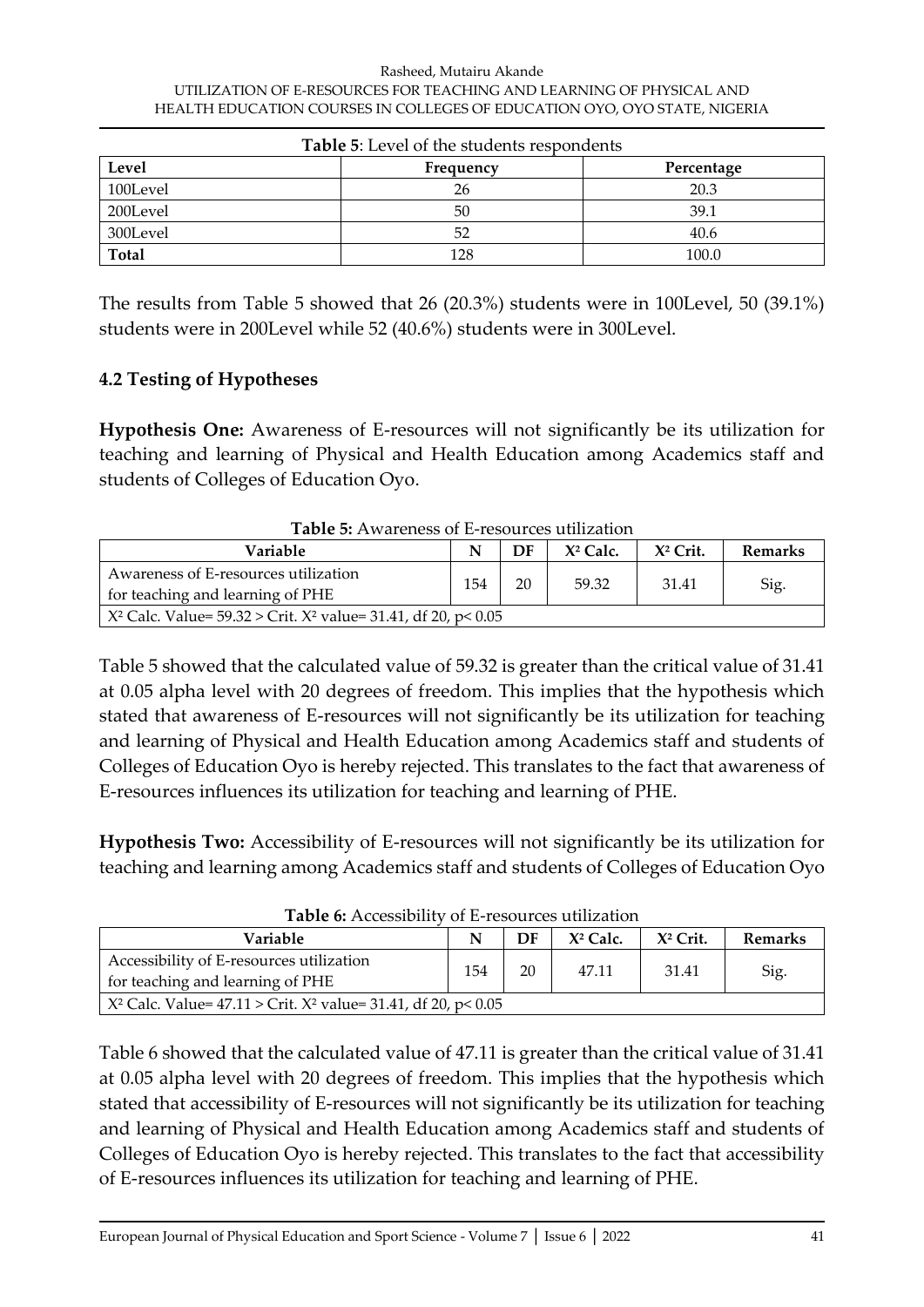**Table 5**: Level of the students respondents

| Level | Frequency | Percentage |
|---|---|---|
| 100Level | 26 | 20.3 |
| 200Level | 50 | 39.1 |
| 300Level | 52 | 40.6 |
| **Total** | 128 | 100.0 |

The results from Table 5 showed that 26 (20.3%) students were in 100Level, 50 (39.1%) students were in 200Level while 52 (40.6%) students were in 300Level.

## 4.2 Testing of Hypotheses

**Hypothesis One:** Awareness of E-resources will not significantly be its utilization for teaching and learning of Physical and Health Education among Academics staff and students of Colleges of Education Oyo.

**Table 5:** Awareness of E-resources utilization

| Variable | N | DF | $X^2$ Calc. | $X^2$ Crit. | Remarks |
|---|---|---|---|---|---|
| Awareness of E-resources utilization for teaching and learning of PHE | 154 | 20 | 59.32 | 31.41 | Sig. |
| $X^2$ Calc. Value= 59.32 > Crit. $X^2$ value= 31.41, df 20, $p < 0.05$ | | | | | |

Table 5 showed that the calculated value of 59.32 is greater than the critical value of 31.41 at 0.05 alpha level with 20 degrees of freedom. This implies that the hypothesis which stated that awareness of E-resources will not significantly be its utilization for teaching and learning of Physical and Health Education among Academics staff and students of Colleges of Education Oyo is hereby rejected. This translates to the fact that awareness of E-resources influences its utilization for teaching and learning of PHE.

**Hypothesis Two:** Accessibility of E-resources will not significantly be its utilization for teaching and learning among Academics staff and students of Colleges of Education Oyo

**Table 6:** Accessibility of E-resources utilization

| Variable | N | DF | $X^2$ Calc. | $X^2$ Crit. | Remarks |
|---|---|---|---|---|---|
| Accessibility of E-resources utilization for teaching and learning of PHE | 154 | 20 | 47.11 | 31.41 | Sig. |
| $X^2$ Calc. Value= 47.11 > Crit. $X^2$ value= 31.41, df 20, $p < 0.05$ | | | | | |

Table 6 showed that the calculated value of 47.11 is greater than the critical value of 31.41 at 0.05 alpha level with 20 degrees of freedom. This implies that the hypothesis which stated that accessibility of E-resources will not significantly be its utilization for teaching and learning of Physical and Health Education among Academics staff and students of Colleges of Education Oyo is hereby rejected. This translates to the fact that accessibility of E-resources influences its utilization for teaching and learning of PHE.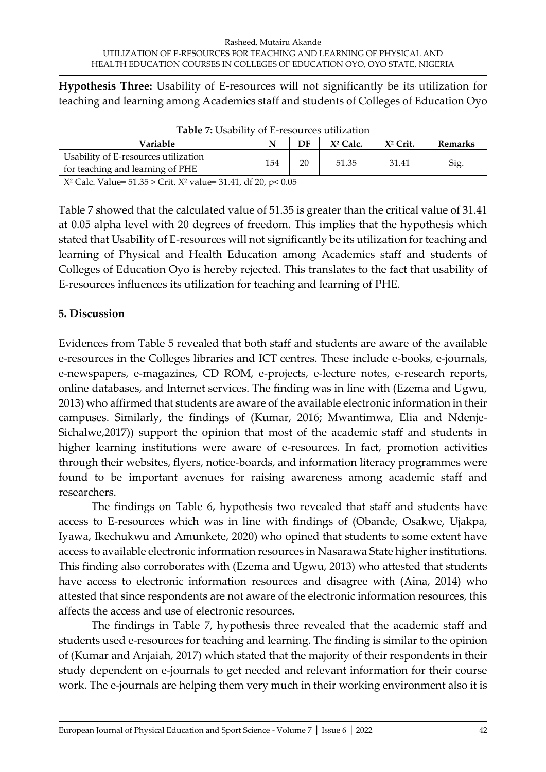**Hypothesis Three:** Usability of E-resources will not significantly be its utilization for teaching and learning among Academics staff and students of Colleges of Education Oyo

**Table 7:** Usability of E-resources utilization

| Variable | N | DF | $X^2$ Calc. | $X^2$ Crit. | Remarks |
|---|---|---|---|---|---|
| Usability of E-resources utilization for teaching and learning of PHE | 154 | 20 | 51.35 | 31.41 | Sig. |
| $X^2$ Calc. Value= 51.35 > Crit. $X^2$ value= 31.41, df 20, $p < 0.05$ | | | | | |

Table 7 showed that the calculated value of 51.35 is greater than the critical value of 31.41 at 0.05 alpha level with 20 degrees of freedom. This implies that the hypothesis which stated that Usability of E-resources will not significantly be its utilization for teaching and learning of Physical and Health Education among Academics staff and students of Colleges of Education Oyo is hereby rejected. This translates to the fact that usability of E-resources influences its utilization for teaching and learning of PHE.

## 5. Discussion

Evidences from Table 5 revealed that both staff and students are aware of the available e-resources in the Colleges libraries and ICT centres. These include e-books, e-journals, e-newspapers, e-magazines, CD ROM, e-projects, e-lecture notes, e-research reports, online databases, and Internet services. The finding was in line with (Ezema and Ugwu, 2013) who affirmed that students are aware of the available electronic information in their campuses. Similarly, the findings of (Kumar, 2016; Mwantimwa, Elia and Ndenje-Sichalwe,2017)) support the opinion that most of the academic staff and students in higher learning institutions were aware of e-resources. In fact, promotion activities through their websites, flyers, notice-boards, and information literacy programmes were found to be important avenues for raising awareness among academic staff and researchers.

The findings on Table 6, hypothesis two revealed that staff and students have access to E-resources which was in line with findings of (Obande, Osakwe, Ujakpa, Iyawa, Ikechukwu and Amunkete, 2020) who opined that students to some extent have access to available electronic information resources in Nasarawa State higher institutions. This finding also corroborates with (Ezema and Ugwu, 2013) who attested that students have access to electronic information resources and disagree with (Aina, 2014) who attested that since respondents are not aware of the electronic information resources, this affects the access and use of electronic resources.

The findings in Table 7, hypothesis three revealed that the academic staff and students used e-resources for teaching and learning. The finding is similar to the opinion of (Kumar and Anjaiah, 2017) which stated that the majority of their respondents in their study dependent on e-journals to get needed and relevant information for their course work. The e-journals are helping them very much in their working environment also it is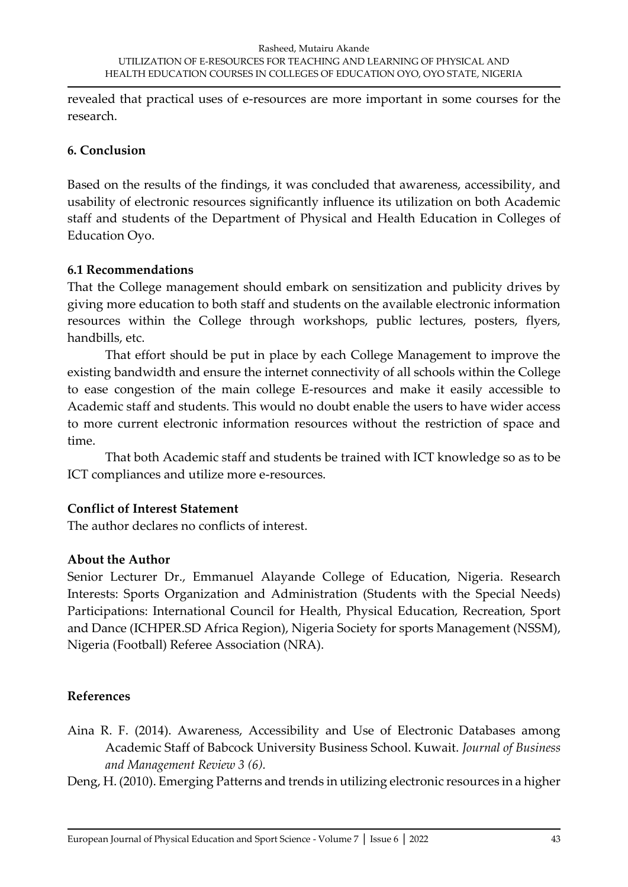revealed that practical uses of e-resources are more important in some courses for the research.

## 6. Conclusion

Based on the results of the findings, it was concluded that awareness, accessibility, and usability of electronic resources significantly influence its utilization on both Academic staff and students of the Department of Physical and Health Education in Colleges of Education Oyo.

### 6.1 Recommendations

That the College management should embark on sensitization and publicity drives by giving more education to both staff and students on the available electronic information resources within the College through workshops, public lectures, posters, flyers, handbills, etc.

That effort should be put in place by each College Management to improve the existing bandwidth and ensure the internet connectivity of all schools within the College to ease congestion of the main college E-resources and make it easily accessible to Academic staff and students. This would no doubt enable the users to have wider access to more current electronic information resources without the restriction of space and time.

That both Academic staff and students be trained with ICT knowledge so as to be ICT compliances and utilize more e-resources.

**Conflict of Interest Statement**

The author declares no conflicts of interest.

**About the Author**

Senior Lecturer Dr., Emmanuel Alayande College of Education, Nigeria. Research Interests: Sports Organization and Administration (Students with the Special Needs) Participations: International Council for Health, Physical Education, Recreation, Sport and Dance (ICHPER.SD Africa Region), Nigeria Society for sports Management (NSSM), Nigeria (Football) Referee Association (NRA).

## References

Aina R. F. (2014). Awareness, Accessibility and Use of Electronic Databases among Academic Staff of Babcock University Business School. Kuwait. *Journal of Business and Management Review 3 (6).*

Deng, H. (2010). Emerging Patterns and trends in utilizing electronic resources in a higher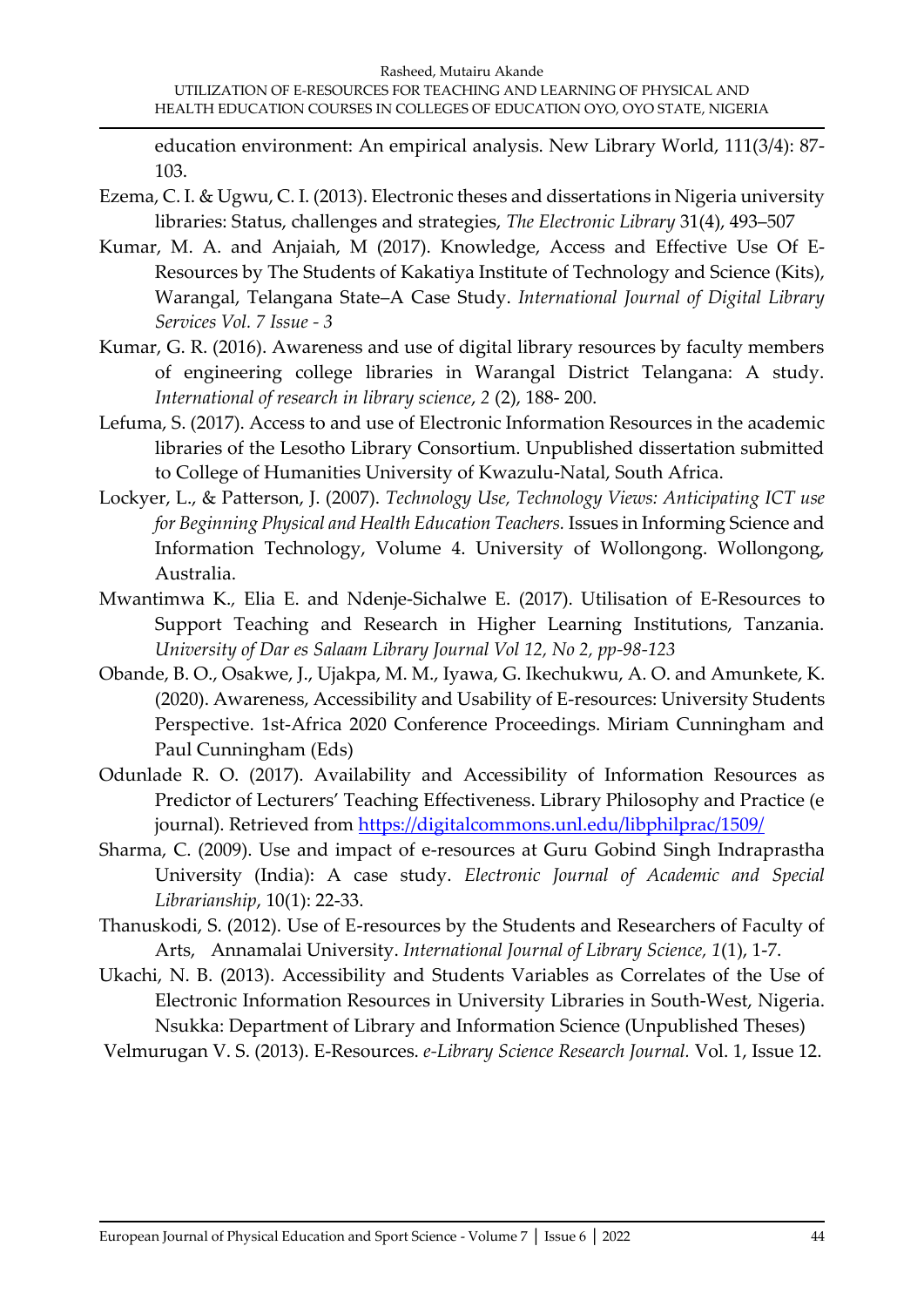education environment: An empirical analysis. New Library World, 111(3/4): 87-103.

Ezema, C. I. & Ugwu, C. I. (2013). Electronic theses and dissertations in Nigeria university libraries: Status, challenges and strategies, *The Electronic Library* 31(4), 493–507

Kumar, M. A. and Anjaiah, M (2017). Knowledge, Access and Effective Use Of E-Resources by The Students of Kakatiya Institute of Technology and Science (Kits), Warangal, Telangana State–A Case Study. *International Journal of Digital Library Services Vol. 7 Issue - 3*

Kumar, G. R. (2016). Awareness and use of digital library resources by faculty members of engineering college libraries in Warangal District Telangana: A study. *International of research in library science*, *2* (2), 188- 200.

Lefuma, S. (2017). Access to and use of Electronic Information Resources in the academic libraries of the Lesotho Library Consortium. Unpublished dissertation submitted to College of Humanities University of Kwazulu-Natal, South Africa.

Lockyer, L., & Patterson, J. (2007). *Technology Use, Technology Views: Anticipating ICT use for Beginning Physical and Health Education Teachers.* Issues in Informing Science and Information Technology, Volume 4. University of Wollongong. Wollongong, Australia.

Mwantimwa K., Elia E. and Ndenje-Sichalwe E. (2017). Utilisation of E-Resources to Support Teaching and Research in Higher Learning Institutions, Tanzania. *University of Dar es Salaam Library Journal Vol 12, No 2, pp-98-123*

Obande, B. O., Osakwe, J., Ujakpa, M. M., Iyawa, G. Ikechukwu, A. O. and Amunkete, K. (2020). Awareness, Accessibility and Usability of E-resources: University Students Perspective. 1st-Africa 2020 Conference Proceedings. Miriam Cunningham and Paul Cunningham (Eds)

Odunlade R. O. (2017). Availability and Accessibility of Information Resources as Predictor of Lecturers' Teaching Effectiveness. Library Philosophy and Practice (e journal). Retrieved from https://digitalcommons.unl.edu/libphilprac/1509/

Sharma, C. (2009). Use and impact of e-resources at Guru Gobind Singh Indraprastha University (India): A case study. *Electronic Journal of Academic and Special Librarianship*, 10(1): 22-33.

Thanuskodi, S. (2012). Use of E-resources by the Students and Researchers of Faculty of Arts, Annamalai University. *International Journal of Library Science, 1*(1), 1-7.

Ukachi, N. B. (2013). Accessibility and Students Variables as Correlates of the Use of Electronic Information Resources in University Libraries in South-West, Nigeria. Nsukka: Department of Library and Information Science (Unpublished Theses)

Velmurugan V. S. (2013). E-Resources. *e-Library Science Research Journal.* Vol. 1, Issue 12.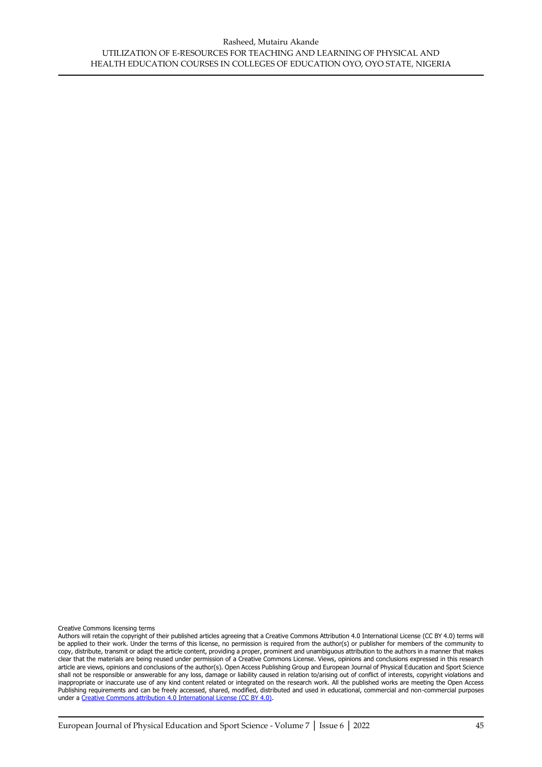Creative Commons licensing terms

Authors will retain the copyright of their published articles agreeing that a Creative Commons Attribution 4.0 International License (CC BY 4.0) terms will be applied to their work. Under the terms of this license, no permission is required from the author(s) or publisher for members of the community to copy, distribute, transmit or adapt the article content, providing a proper, prominent and unambiguous attribution to the authors in a manner that makes clear that the materials are being reused under permission of a Creative Commons License. Views, opinions and conclusions expressed in this research article are views, opinions and conclusions of the author(s). Open Access Publishing Group and European Journal of Physical Education and Sport Science shall not be responsible or answerable for any loss, damage or liability caused in relation to/arising out of conflict of interests, copyright violations and inappropriate or inaccurate use of any kind content related or integrated on the research work. All the published works are meeting the Open Access Publishing requirements and can be freely accessed, shared, modified, distributed and used in educational, commercial and non-commercial purposes under a [Creative Commons attribution 4.0 International License (CC BY 4.0)](https://creativecommons.org/licenses/by/4.0/).